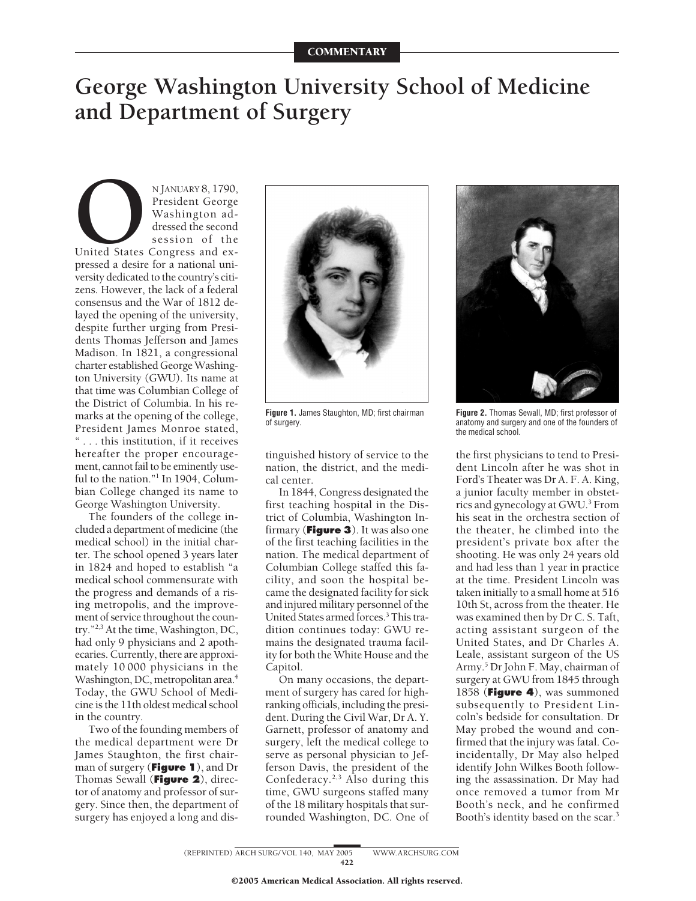COMMENTARY

# George Washington University School of Medicine and Department of Surgery

On January 8, 1790, President George Washington addressed the second session of the United States Congress and expressed a desire for a national university dedicated to the country's citizens. However, the lack of a federal consensus and the War of 1812 delayed the opening of the university, despite further urging from Presidents Thomas Jefferson and James Madison. In 1821, a congressional charter established George Washington University (GWU). Its name at that time was Columbian College of the District of Columbia. In his remarks at the opening of the college, President James Monroe stated, " . . . this institution, if it receives hereafter the proper encouragement, cannot fail to be eminently useful to the nation."[1] In 1904, Columbian College changed its name to George Washington University.

The founders of the college included a department of medicine (the medical school) in the initial charter. The school opened 3 years later in 1824 and hoped to establish "a medical school commensurate with the progress and demands of a rising metropolis, and the improvement of service throughout the country."[2,3] At the time, Washington, DC, had only 9 physicians and 2 apothecaries. Currently, there are approximately 10 000 physicians in the Washington, DC, metropolitan area.[4] Today, the GWU School of Medicine is the 11th oldest medical school in the country.

Two of the founding members of the medical department were Dr James Staughton, the first chairman of surgery (**Figure 1**), and Dr Thomas Sewall (**Figure 2**), director of anatomy and professor of surgery. Since then, the department of surgery has enjoyed a long and distinguished history of service to the nation, the district, and the medical center.

**Figure 1.** James Staughton, MD; first chairman of surgery.

**Figure 2.** Thomas Sewall, MD; first professor of anatomy and surgery and one of the founders of the medical school.

In 1844, Congress designated the first teaching hospital in the District of Columbia, Washington Infirmary (**Figure 3**). It was also one of the first teaching facilities in the nation. The medical department of Columbian College staffed this facility, and soon the hospital became the designated facility for sick and injured military personnel of the United States armed forces.[3] This tradition continues today: GWU remains the designated trauma facility for both the White House and the Capitol.

On many occasions, the department of surgery has cared for high-ranking officials, including the president. During the Civil War, Dr A. Y. Garnett, professor of anatomy and surgery, left the medical college to serve as personal physician to Jefferson Davis, the president of the Confederacy.[2,3] Also during this time, GWU surgeons staffed many of the 18 military hospitals that surrounded Washington, DC. One of the first physicians to tend to President Lincoln after he was shot in Ford's Theater was Dr A. F. A. King, a junior faculty member in obstetrics and gynecology at GWU.[3] From his seat in the orchestra section of the theater, he climbed into the president's private box after the shooting. He was only 24 years old and had less than 1 year in practice at the time. President Lincoln was taken initially to a small home at 516 10th St, across from the theater. He was examined then by Dr C. S. Taft, acting assistant surgeon of the United States, and Dr Charles A. Leale, assistant surgeon of the US Army.[3] Dr John F. May, chairman of surgery at GWU from 1845 through 1858 (**Figure 4**), was summoned subsequently to President Lincoln's bedside for consultation. Dr May probed the wound and confirmed that the injury was fatal. Coincidentally, Dr May also helped identify John Wilkes Booth following the assassination. Dr May had once removed a tumor from Mr Booth's neck, and he confirmed Booth's identity based on the scar.[3]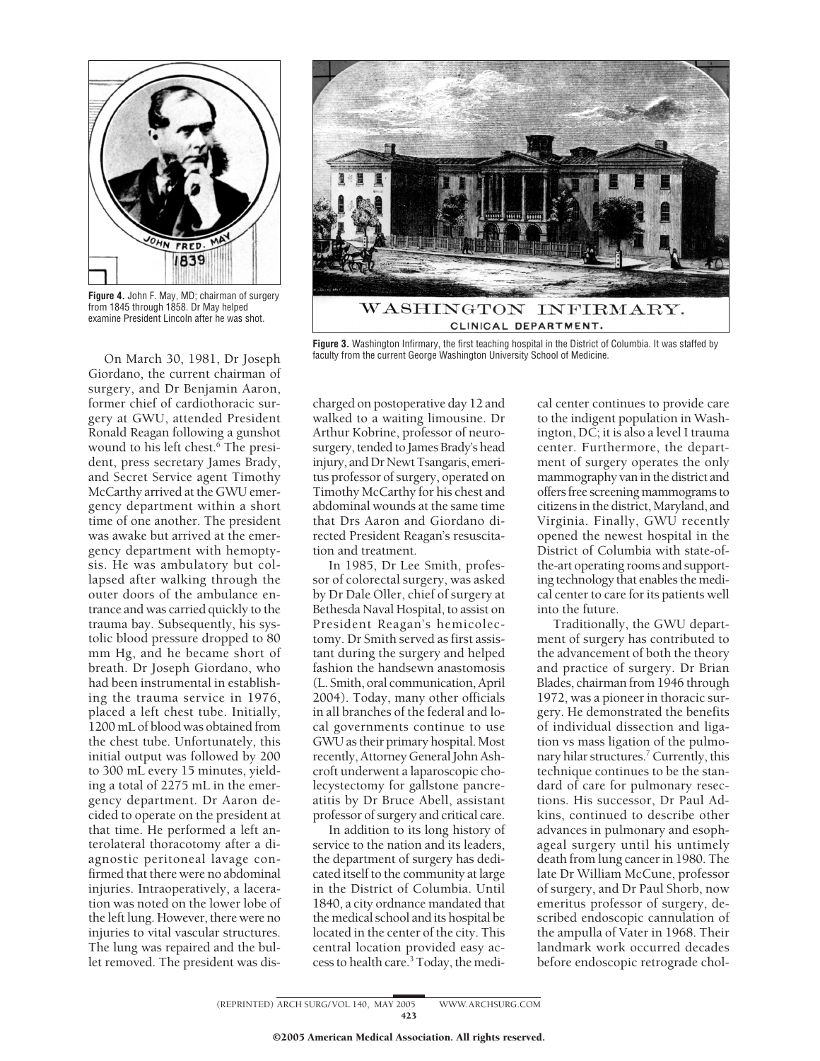Figure 4. John F. May, MD; chairman of surgery from 1845 through 1858. Dr May helped examine President Lincoln after he was shot.

Figure 3. Washington Infirmary, the first teaching hospital in the District of Columbia. It was staffed by faculty from the current George Washington University School of Medicine.

On March 30, 1981, Dr Joseph Giordano, the current chairman of surgery, and Dr Benjamin Aaron, former chief of cardiothoracic surgery at GWU, attended President Ronald Reagan following a gunshot wound to his left chest.[6] The president, press secretary James Brady, and Secret Service agent Timothy McCarthy arrived at the GWU emergency department within a short time of one another. The president was awake but arrived at the emergency department with hemoptysis. He was ambulatory but collapsed after walking through the outer doors of the ambulance entrance and was carried quickly to the trauma bay. Subsequently, his systolic blood pressure dropped to 80 mm Hg, and he became short of breath. Dr Joseph Giordano, who had been instrumental in establishing the trauma service in 1976, placed a left chest tube. Initially, 1200 mL of blood was obtained from the chest tube. Unfortunately, this initial output was followed by 200 to 300 mL every 15 minutes, yielding a total of 2275 mL in the emergency department. Dr Aaron decided to operate on the president at that time. He performed a left anterolateral thoracotomy after a diagnostic peritoneal lavage confirmed that there were no abdominal injuries. Intraoperatively, a laceration was noted on the lower lobe of the left lung. However, there were no injuries to vital vascular structures. The lung was repaired and the bullet removed. The president was discharged on postoperative day 12 and walked to a waiting limousine. Dr Arthur Kobrine, professor of neurosurgery, tended to James Brady's head injury, and Dr Newt Tsangaris, emeritus professor of surgery, operated on Timothy McCarthy for his chest and abdominal wounds at the same time that Drs Aaron and Giordano directed President Reagan's resuscitation and treatment.

In 1985, Dr Lee Smith, professor of colorectal surgery, was asked by Dr Dale Oller, chief of surgery at Bethesda Naval Hospital, to assist on President Reagan's hemicolectomy. Dr Smith served as first assistant during the surgery and helped fashion the handsewn anastomosis (L. Smith, oral communication, April 2004). Today, many other officials in all branches of the federal and local governments continue to use GWU as their primary hospital. Most recently, Attorney General John Ashcroft underwent a laparoscopic cholecystectomy for gallstone pancreatitis by Dr Bruce Abell, assistant professor of surgery and critical care.

In addition to its long history of service to the nation and its leaders, the department of surgery has dedicated itself to the community at large in the District of Columbia. Until 1840, a city ordnance mandated that the medical school and its hospital be located in the center of the city. This central location provided easy access to health care.[3] Today, the medical center continues to provide care to the indigent population in Washington, DC; it is also a level I trauma center. Furthermore, the department of surgery operates the only mammography van in the district and offers free screening mammograms to citizens in the district, Maryland, and Virginia. Finally, GWU recently opened the newest hospital in the District of Columbia with state-of-the-art operating rooms and supporting technology that enables the medical center to care for its patients well into the future.

Traditionally, the GWU department of surgery has contributed to the advancement of both the theory and practice of surgery. Dr Brian Blades, chairman from 1946 through 1972, was a pioneer in thoracic surgery. He demonstrated the benefits of individual dissection and ligation vs mass ligation of the pulmonary hilar structures.[7] Currently, this technique continues to be the standard of care for pulmonary resections. His successor, Dr Paul Adkins, continued to describe other advances in pulmonary and esophageal surgery until his untimely death from lung cancer in 1980. The late Dr William McCune, professor of surgery, and Dr Paul Shorb, now emeritus professor of surgery, described endoscopic cannulation of the ampulla of Vater in 1968. Their landmark work occurred decades before endoscopic retrograde chol-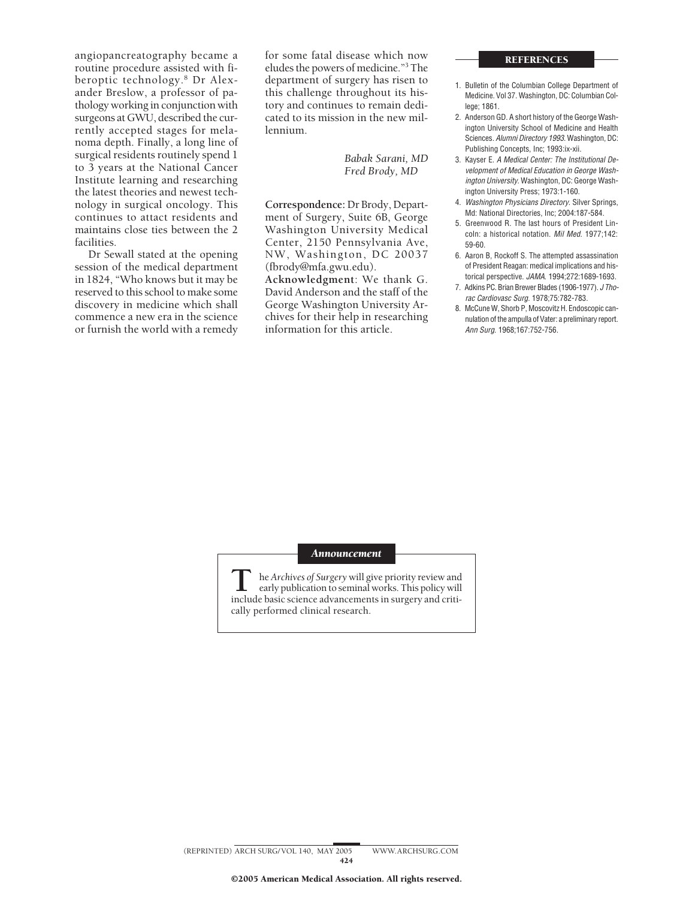angiopancreatography became a routine procedure assisted with fiberoptic technology.[8] Dr Alexander Breslow, a professor of pathology working in conjunction with surgeons at GWU, described the currently accepted stages for melanoma depth. Finally, a long line of surgical residents routinely spend 1 to 3 years at the National Cancer Institute learning and researching the latest theories and newest technology in surgical oncology. This continues to attact residents and maintains close ties between the 2 facilities.

Dr Sewall stated at the opening session of the medical department in 1824, "Who knows but it may be reserved to this school to make some discovery in medicine which shall commence a new era in the science or furnish the world with a remedy for some fatal disease which now eludes the powers of medicine."[3] The department of surgery has risen to this challenge throughout its history and continues to remain dedicated to its mission in the new millennium.

*Babak Sarani, MD*
*Fred Brody, MD*

**Correspondence:** Dr Brody, Department of Surgery, Suite 6B, George Washington University Medical Center, 2150 Pennsylvania Ave, NW, Washington, DC 20037 (fbrody@mfa.gwu.edu).

**Acknowledgment**: We thank G. David Anderson and the staff of the George Washington University Archives for their help in researching information for this article.

## REFERENCES

1. Bulletin of the Columbian College Department of Medicine. Vol 37. Washington, DC: Columbian College; 1861.
2. Anderson GD. A short history of the George Washington University School of Medicine and Health Sciences. *Alumni Directory 1993*. Washington, DC: Publishing Concepts, Inc; 1993:ix-xii.
3. Kayser E. *A Medical Center: The Institutional Development of Medical Education in George Washington University*. Washington, DC: George Washington University Press; 1973:1-160.
4. *Washington Physicians Directory*. Silver Springs, Md: National Directories, Inc; 2004:187-584.
5. Greenwood R. The last hours of President Lincoln: a historical notation. *Mil Med*. 1977;142:59-60.
6. Aaron B, Rockoff S. The attempted assassination of President Reagan: medical implications and historical perspective. *JAMA*. 1994;272:1689-1693.
7. Adkins PC. Brian Brewer Blades (1906-1977). *J Thorac Cardiovasc Surg*. 1978;75:782-783.
8. McCune W, Shorb P, Moscovitz H. Endoscopic cannulation of the ampulla of Vater: a preliminary report. *Ann Surg*. 1968;167:752-756.

### *Announcement*

The *Archives of Surgery* will give priority review and early publication to seminal works. This policy will include basic science advancements in surgery and critically performed clinical research.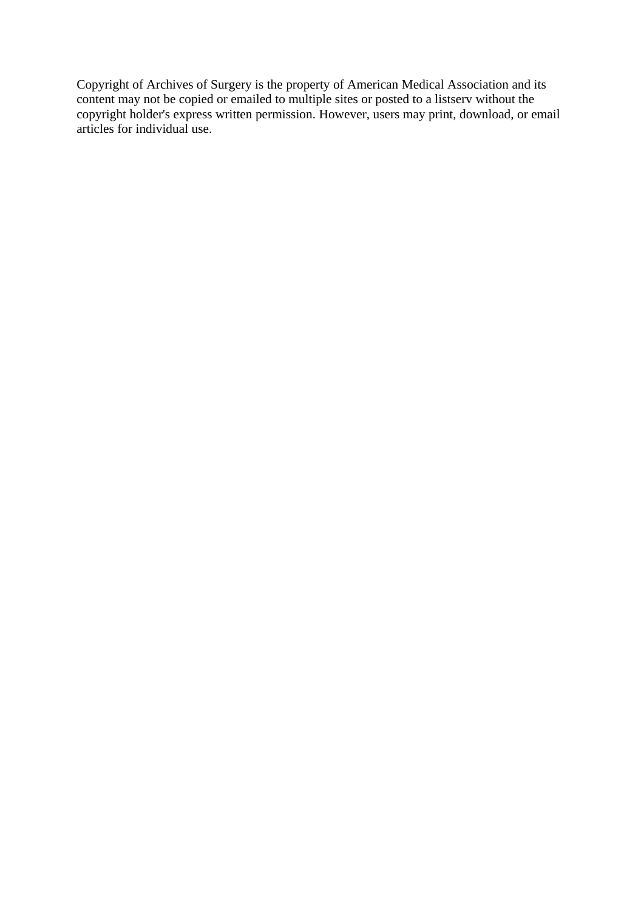Copyright of Archives of Surgery is the property of American Medical Association and its content may not be copied or emailed to multiple sites or posted to a listserv without the copyright holder's express written permission. However, users may print, download, or email articles for individual use.